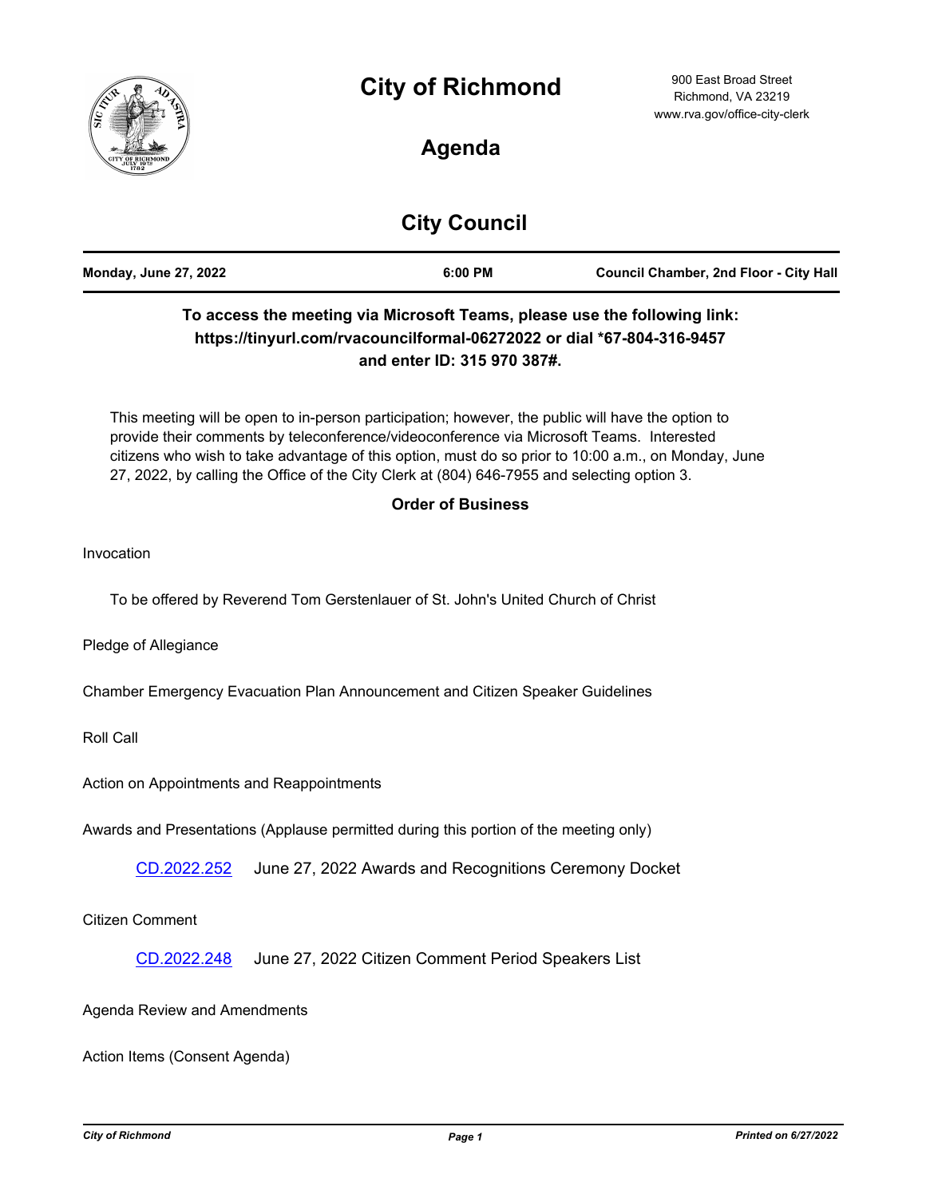# City of Richmond

900 East Broad Street
Richmond, VA 23219
www.rva.gov/office-city-clerk

## Agenda

## City Council

| Monday, June 27, 2022 | 6:00 PM | Council Chamber, 2nd Floor - City Hall |
|---|---|---|

**To access the meeting via Microsoft Teams, please use the following link: https://tinyurl.com/rvacouncilformal-06272022 or dial *67-804-316-9457 and enter ID: 315 970 387#.**

This meeting will be open to in-person participation; however, the public will have the option to provide their comments by teleconference/videoconference via Microsoft Teams. Interested citizens who wish to take advantage of this option, must do so prior to 10:00 a.m., on Monday, June 27, 2022, by calling the Office of the City Clerk at (804) 646-7955 and selecting option 3.

**Order of Business**

Invocation

To be offered by Reverend Tom Gerstenlauer of St. John's United Church of Christ

Pledge of Allegiance

Chamber Emergency Evacuation Plan Announcement and Citizen Speaker Guidelines

Roll Call

Action on Appointments and Reappointments

Awards and Presentations (Applause permitted during this portion of the meeting only)

CD.2022.252 June 27, 2022 Awards and Recognitions Ceremony Docket

Citizen Comment

CD.2022.248 June 27, 2022 Citizen Comment Period Speakers List

Agenda Review and Amendments

Action Items (Consent Agenda)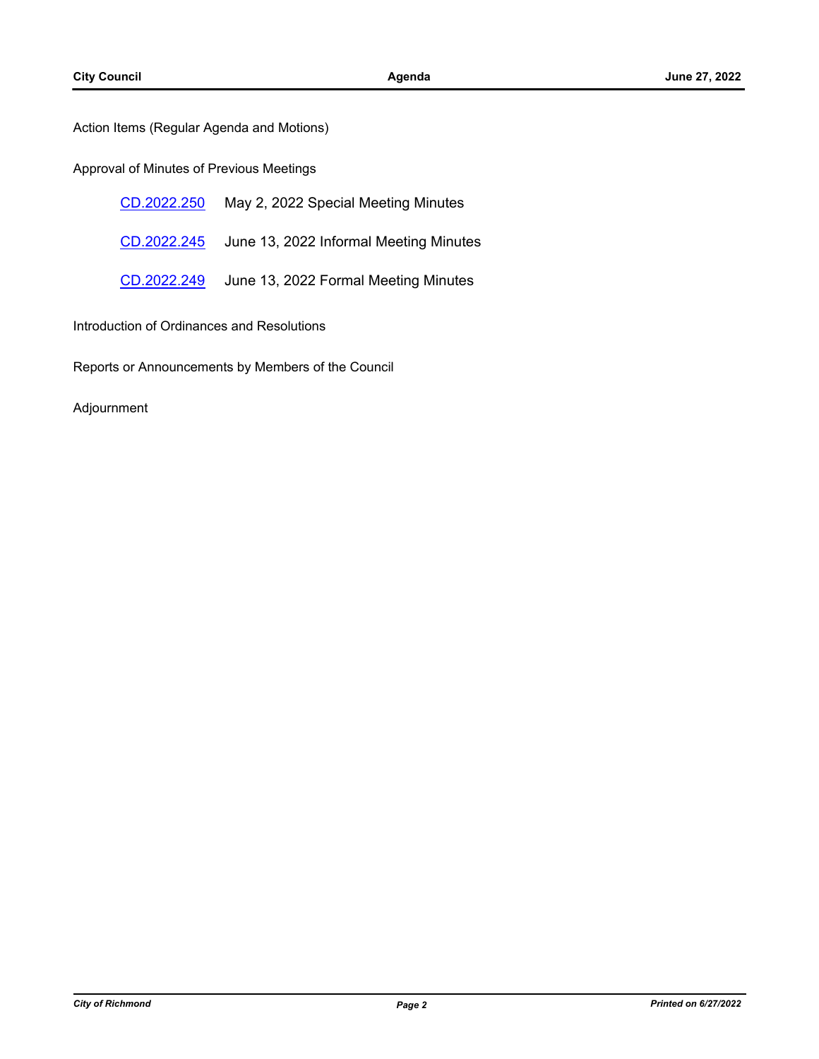Action Items (Regular Agenda and Motions)

Approval of Minutes of Previous Meetings

CD.2022.250 May 2, 2022 Special Meeting Minutes

CD.2022.245 June 13, 2022 Informal Meeting Minutes

CD.2022.249 June 13, 2022 Formal Meeting Minutes

Introduction of Ordinances and Resolutions

Reports or Announcements by Members of the Council

Adjournment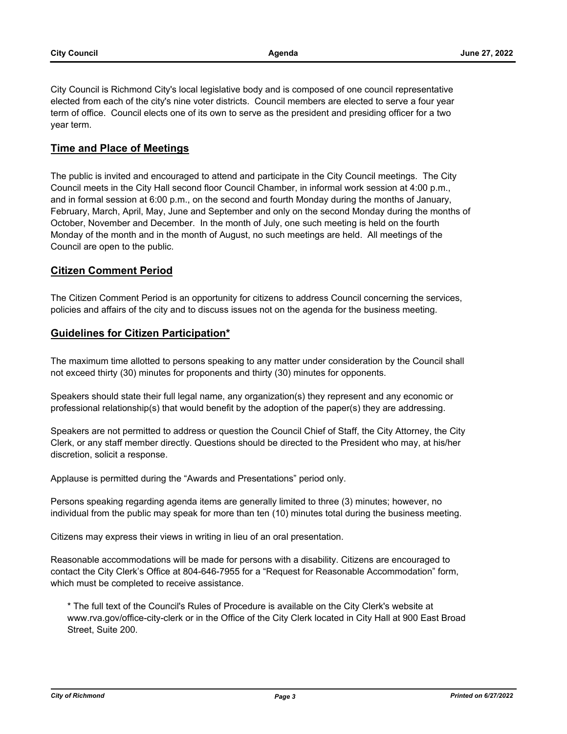City Council is Richmond City's local legislative body and is composed of one council representative elected from each of the city's nine voter districts. Council members are elected to serve a four year term of office. Council elects one of its own to serve as the president and presiding officer for a two year term.

## Time and Place of Meetings

The public is invited and encouraged to attend and participate in the City Council meetings. The City Council meets in the City Hall second floor Council Chamber, in informal work session at 4:00 p.m., and in formal session at 6:00 p.m., on the second and fourth Monday during the months of January, February, March, April, May, June and September and only on the second Monday during the months of October, November and December. In the month of July, one such meeting is held on the fourth Monday of the month and in the month of August, no such meetings are held. All meetings of the Council are open to the public.

## Citizen Comment Period

The Citizen Comment Period is an opportunity for citizens to address Council concerning the services, policies and affairs of the city and to discuss issues not on the agenda for the business meeting.

## Guidelines for Citizen Participation*

The maximum time allotted to persons speaking to any matter under consideration by the Council shall not exceed thirty (30) minutes for proponents and thirty (30) minutes for opponents.

Speakers should state their full legal name, any organization(s) they represent and any economic or professional relationship(s) that would benefit by the adoption of the paper(s) they are addressing.

Speakers are not permitted to address or question the Council Chief of Staff, the City Attorney, the City Clerk, or any staff member directly. Questions should be directed to the President who may, at his/her discretion, solicit a response.

Applause is permitted during the "Awards and Presentations" period only.

Persons speaking regarding agenda items are generally limited to three (3) minutes; however, no individual from the public may speak for more than ten (10) minutes total during the business meeting.

Citizens may express their views in writing in lieu of an oral presentation.

Reasonable accommodations will be made for persons with a disability. Citizens are encouraged to contact the City Clerk's Office at 804-646-7955 for a "Request for Reasonable Accommodation" form, which must be completed to receive assistance.

> * The full text of the Council's Rules of Procedure is available on the City Clerk's website at www.rva.gov/office-city-clerk or in the Office of the City Clerk located in City Hall at 900 East Broad Street, Suite 200.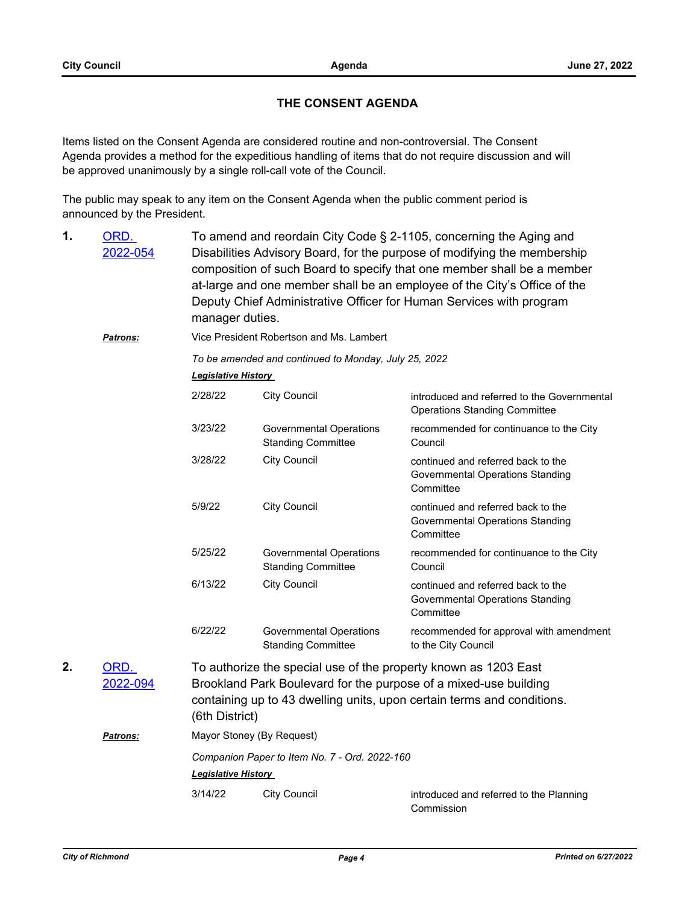## THE CONSENT AGENDA

Items listed on the Consent Agenda are considered routine and non-controversial. The Consent Agenda provides a method for the expeditious handling of items that do not require discussion and will be approved unanimously by a single roll-call vote of the Council.

The public may speak to any item on the Consent Agenda when the public comment period is announced by the President.

**1.** ORD. 2022-054

To amend and reordain City Code § 2-1105, concerning the Aging and Disabilities Advisory Board, for the purpose of modifying the membership composition of such Board to specify that one member shall be a member at-large and one member shall be an employee of the City's Office of the Deputy Chief Administrative Officer for Human Services with program manager duties.

***Patrons:*** Vice President Robertson and Ms. Lambert

*To be amended and continued to Monday, July 25, 2022*

***Legislative History***

| Date | Body | Action |
|---|---|---|
| 2/28/22 | City Council | introduced and referred to the Governmental Operations Standing Committee |
| 3/23/22 | Governmental Operations Standing Committee | recommended for continuance to the City Council |
| 3/28/22 | City Council | continued and referred back to the Governmental Operations Standing Committee |
| 5/9/22 | City Council | continued and referred back to the Governmental Operations Standing Committee |
| 5/25/22 | Governmental Operations Standing Committee | recommended for continuance to the City Council |
| 6/13/22 | City Council | continued and referred back to the Governmental Operations Standing Committee |
| 6/22/22 | Governmental Operations Standing Committee | recommended for approval with amendment to the City Council |

**2.** ORD. 2022-094

To authorize the special use of the property known as 1203 East Brookland Park Boulevard for the purpose of a mixed-use building containing up to 43 dwelling units, upon certain terms and conditions. (6th District)

***Patrons:*** Mayor Stoney (By Request)

*Companion Paper to Item No. 7 - Ord. 2022-160*

***Legislative History***

| Date | Body | Action |
|---|---|---|
| 3/14/22 | City Council | introduced and referred to the Planning Commission |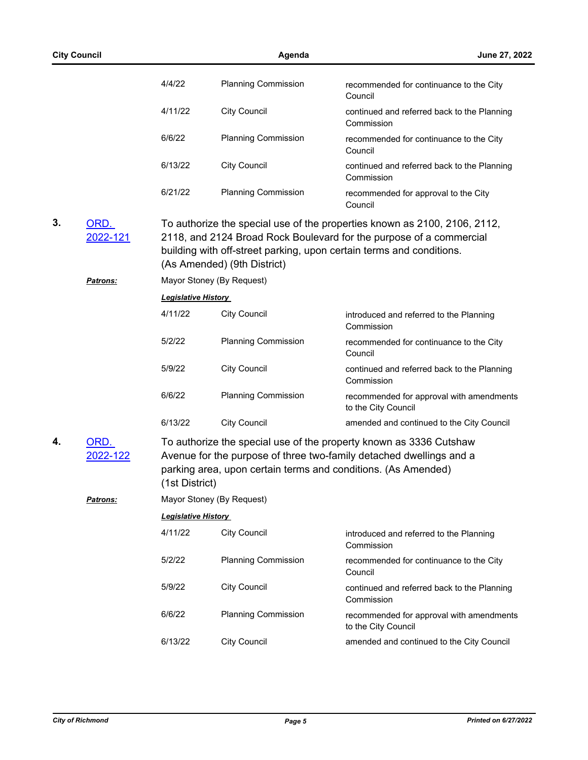| | | |
|---|---|---|
| 4/4/22 | Planning Commission | recommended for continuance to the City Council |
| 4/11/22 | City Council | continued and referred back to the Planning Commission |
| 6/6/22 | Planning Commission | recommended for continuance to the City Council |
| 6/13/22 | City Council | continued and referred back to the Planning Commission |
| 6/21/22 | Planning Commission | recommended for approval to the City Council |

**3.** [ORD. 2022-121]

To authorize the special use of the properties known as 2100, 2106, 2112, 2118, and 2124 Broad Rock Boulevard for the purpose of a commercial building with off-street parking, upon certain terms and conditions. (As Amended) (9th District)

***Patrons:*** Mayor Stoney (By Request)

***Legislative History***

| | | |
|---|---|---|
| 4/11/22 | City Council | introduced and referred to the Planning Commission |
| 5/2/22 | Planning Commission | recommended for continuance to the City Council |
| 5/9/22 | City Council | continued and referred back to the Planning Commission |
| 6/6/22 | Planning Commission | recommended for approval with amendments to the City Council |
| 6/13/22 | City Council | amended and continued to the City Council |

**4.** [ORD. 2022-122]

To authorize the special use of the property known as 3336 Cutshaw Avenue for the purpose of three two-family detached dwellings and a parking area, upon certain terms and conditions. (As Amended) (1st District)

***Patrons:*** Mayor Stoney (By Request)

***Legislative History***

| | | |
|---|---|---|
| 4/11/22 | City Council | introduced and referred to the Planning Commission |
| 5/2/22 | Planning Commission | recommended for continuance to the City Council |
| 5/9/22 | City Council | continued and referred back to the Planning Commission |
| 6/6/22 | Planning Commission | recommended for approval with amendments to the City Council |
| 6/13/22 | City Council | amended and continued to the City Council |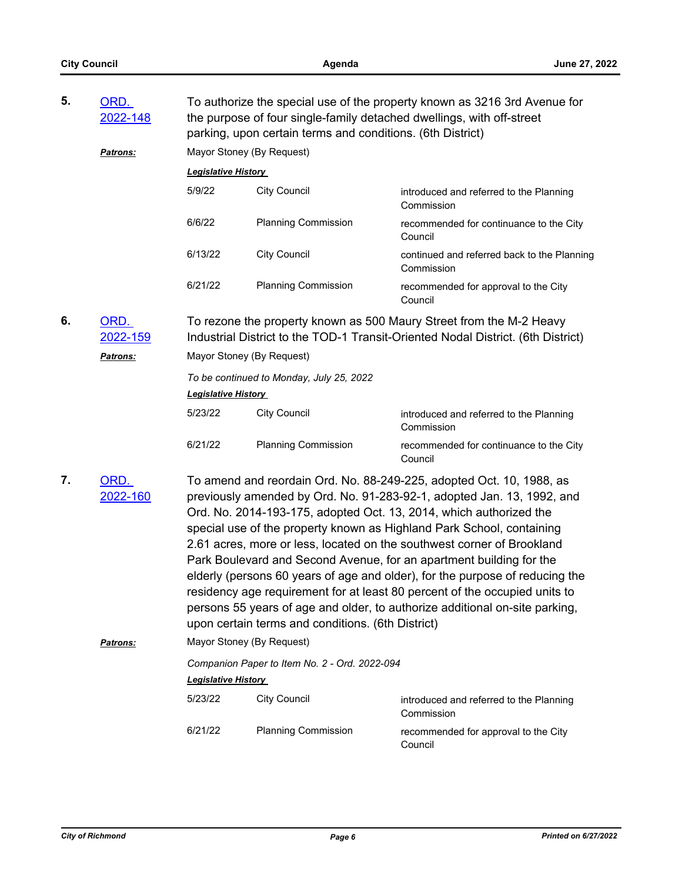**5.** ORD. 2022-148

To authorize the special use of the property known as 3216 3rd Avenue for the purpose of four single-family detached dwellings, with off-street parking, upon certain terms and conditions. (6th District)

***Patrons:*** Mayor Stoney (By Request)

***Legislative History***

| Date | Body | Action |
|---|---|---|
| 5/9/22 | City Council | introduced and referred to the Planning Commission |
| 6/6/22 | Planning Commission | recommended for continuance to the City Council |
| 6/13/22 | City Council | continued and referred back to the Planning Commission |
| 6/21/22 | Planning Commission | recommended for approval to the City Council |

**6.** ORD. 2022-159

To rezone the property known as 500 Maury Street from the M-2 Heavy Industrial District to the TOD-1 Transit-Oriented Nodal District. (6th District)

***Patrons:*** Mayor Stoney (By Request)

*To be continued to Monday, July 25, 2022*

***Legislative History***

| Date | Body | Action |
|---|---|---|
| 5/23/22 | City Council | introduced and referred to the Planning Commission |
| 6/21/22 | Planning Commission | recommended for continuance to the City Council |

**7.** ORD. 2022-160

To amend and reordain Ord. No. 88-249-225, adopted Oct. 10, 1988, as previously amended by Ord. No. 91-283-92-1, adopted Jan. 13, 1992, and Ord. No. 2014-193-175, adopted Oct. 13, 2014, which authorized the special use of the property known as Highland Park School, containing 2.61 acres, more or less, located on the southwest corner of Brookland Park Boulevard and Second Avenue, for an apartment building for the elderly (persons 60 years of age and older), for the purpose of reducing the residency age requirement for at least 80 percent of the occupied units to persons 55 years of age and older, to authorize additional on-site parking, upon certain terms and conditions. (6th District)

***Patrons:*** Mayor Stoney (By Request)

*Companion Paper to Item No. 2 - Ord. 2022-094*

***Legislative History***

| Date | Body | Action |
|---|---|---|
| 5/23/22 | City Council | introduced and referred to the Planning Commission |
| 6/21/22 | Planning Commission | recommended for approval to the City Council |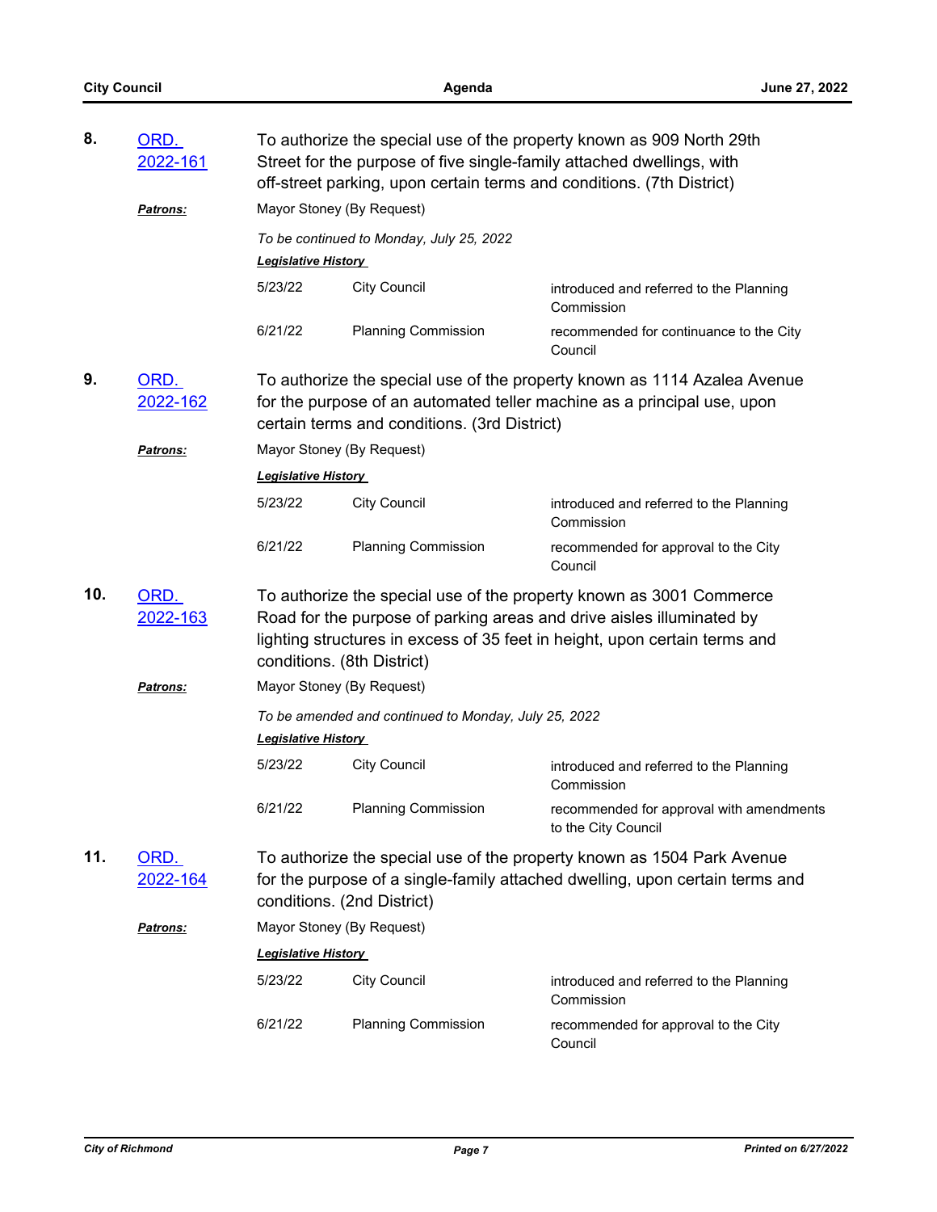**8.** [ORD. 2022-161]

To authorize the special use of the property known as 909 North 29th Street for the purpose of five single-family attached dwellings, with off-street parking, upon certain terms and conditions. (7th District)

***Patrons:*** Mayor Stoney (By Request)

*To be continued to Monday, July 25, 2022*

***Legislative History***

| | | |
|---|---|---|
| 5/23/22 | City Council | introduced and referred to the Planning Commission |
| 6/21/22 | Planning Commission | recommended for continuance to the City Council |

**9.** [ORD. 2022-162]

To authorize the special use of the property known as 1114 Azalea Avenue for the purpose of an automated teller machine as a principal use, upon certain terms and conditions. (3rd District)

***Patrons:*** Mayor Stoney (By Request)

***Legislative History***

| | | |
|---|---|---|
| 5/23/22 | City Council | introduced and referred to the Planning Commission |
| 6/21/22 | Planning Commission | recommended for approval to the City Council |

**10.** [ORD. 2022-163]

To authorize the special use of the property known as 3001 Commerce Road for the purpose of parking areas and drive aisles illuminated by lighting structures in excess of 35 feet in height, upon certain terms and conditions. (8th District)

***Patrons:*** Mayor Stoney (By Request)

*To be amended and continued to Monday, July 25, 2022*

***Legislative History***

| | | |
|---|---|---|
| 5/23/22 | City Council | introduced and referred to the Planning Commission |
| 6/21/22 | Planning Commission | recommended for approval with amendments to the City Council |

**11.** [ORD. 2022-164]

To authorize the special use of the property known as 1504 Park Avenue for the purpose of a single-family attached dwelling, upon certain terms and conditions. (2nd District)

***Patrons:*** Mayor Stoney (By Request)

***Legislative History***

| | | |
|---|---|---|
| 5/23/22 | City Council | introduced and referred to the Planning Commission |
| 6/21/22 | Planning Commission | recommended for approval to the City Council |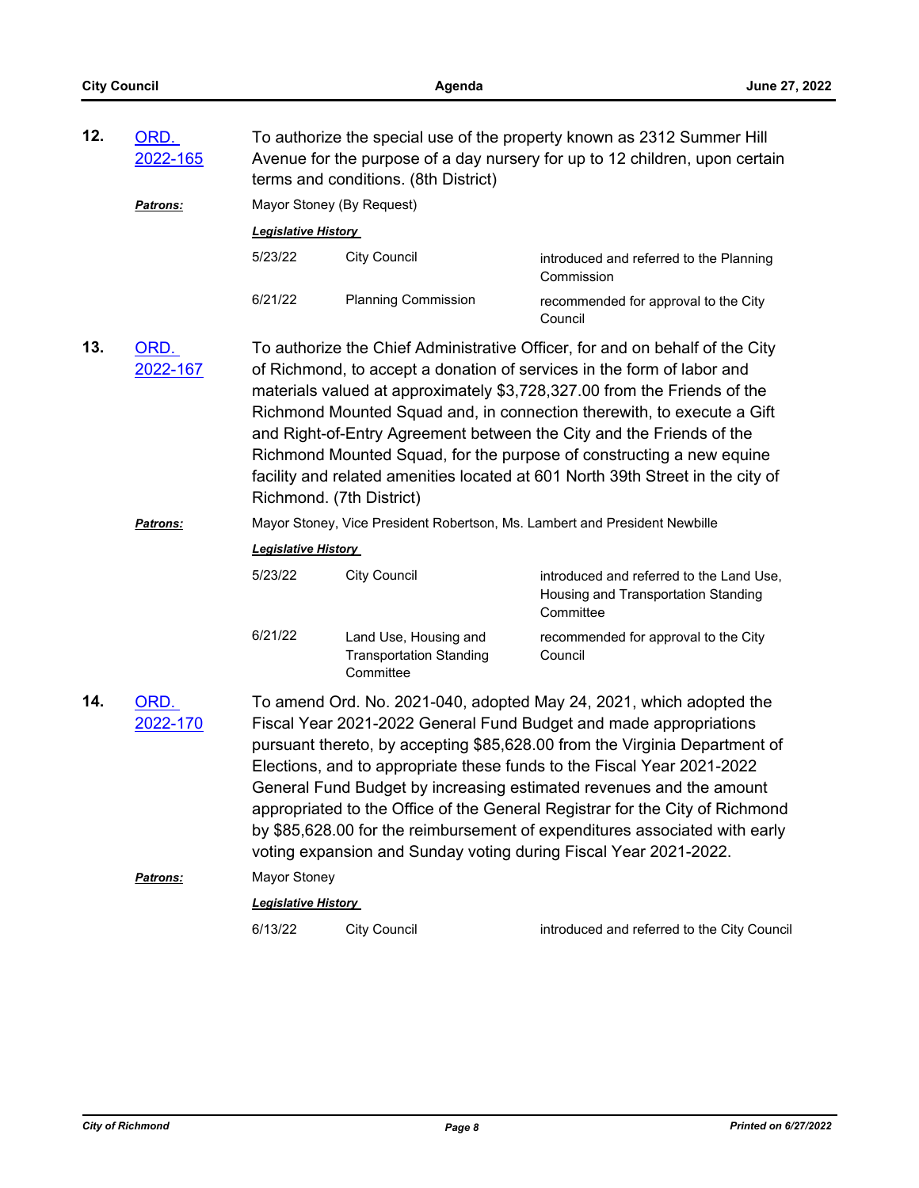**12.** ORD. 2022-165

To authorize the special use of the property known as 2312 Summer Hill Avenue for the purpose of a day nursery for up to 12 children, upon certain terms and conditions. (8th District)

***Patrons:*** Mayor Stoney (By Request)

***Legislative History***

| | | |
|---|---|---|
| 5/23/22 | City Council | introduced and referred to the Planning Commission |
| 6/21/22 | Planning Commission | recommended for approval to the City Council |

**13.** ORD. 2022-167

To authorize the Chief Administrative Officer, for and on behalf of the City of Richmond, to accept a donation of services in the form of labor and materials valued at approximately $3,728,327.00 from the Friends of the Richmond Mounted Squad and, in connection therewith, to execute a Gift and Right-of-Entry Agreement between the City and the Friends of the Richmond Mounted Squad, for the purpose of constructing a new equine facility and related amenities located at 601 North 39th Street in the city of Richmond. (7th District)

***Patrons:*** Mayor Stoney, Vice President Robertson, Ms. Lambert and President Newbille

***Legislative History***

| | | |
|---|---|---|
| 5/23/22 | City Council | introduced and referred to the Land Use, Housing and Transportation Standing Committee |
| 6/21/22 | Land Use, Housing and Transportation Standing Committee | recommended for approval to the City Council |

**14.** ORD. 2022-170

To amend Ord. No. 2021-040, adopted May 24, 2021, which adopted the Fiscal Year 2021-2022 General Fund Budget and made appropriations pursuant thereto, by accepting $85,628.00 from the Virginia Department of Elections, and to appropriate these funds to the Fiscal Year 2021-2022 General Fund Budget by increasing estimated revenues and the amount appropriated to the Office of the General Registrar for the City of Richmond by $85,628.00 for the reimbursement of expenditures associated with early voting expansion and Sunday voting during Fiscal Year 2021-2022.

***Patrons:*** Mayor Stoney

***Legislative History***

| | | |
|---|---|---|
| 6/13/22 | City Council | introduced and referred to the City Council |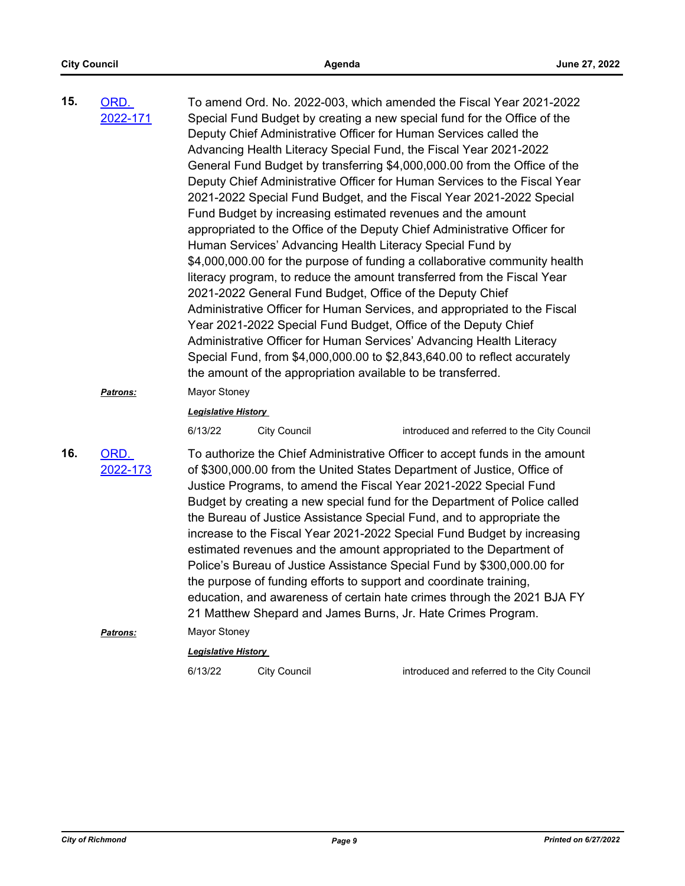**15.** ORD. 2022-171

To amend Ord. No. 2022-003, which amended the Fiscal Year 2021-2022 Special Fund Budget by creating a new special fund for the Office of the Deputy Chief Administrative Officer for Human Services called the Advancing Health Literacy Special Fund, the Fiscal Year 2021-2022 General Fund Budget by transferring $4,000,000.00 from the Office of the Deputy Chief Administrative Officer for Human Services to the Fiscal Year 2021-2022 Special Fund Budget, and the Fiscal Year 2021-2022 Special Fund Budget by increasing estimated revenues and the amount appropriated to the Office of the Deputy Chief Administrative Officer for Human Services' Advancing Health Literacy Special Fund by $4,000,000.00 for the purpose of funding a collaborative community health literacy program, to reduce the amount transferred from the Fiscal Year 2021-2022 General Fund Budget, Office of the Deputy Chief Administrative Officer for Human Services, and appropriated to the Fiscal Year 2021-2022 Special Fund Budget, Office of the Deputy Chief Administrative Officer for Human Services' Advancing Health Literacy Special Fund, from $4,000,000.00 to $2,843,640.00 to reflect accurately the amount of the appropriation available to be transferred.

***Patrons:*** Mayor Stoney

***Legislative History***

| | | |
|---|---|---|
| 6/13/22 | City Council | introduced and referred to the City Council |

**16.** ORD. 2022-173

To authorize the Chief Administrative Officer to accept funds in the amount of $300,000.00 from the United States Department of Justice, Office of Justice Programs, to amend the Fiscal Year 2021-2022 Special Fund Budget by creating a new special fund for the Department of Police called the Bureau of Justice Assistance Special Fund, and to appropriate the increase to the Fiscal Year 2021-2022 Special Fund Budget by increasing estimated revenues and the amount appropriated to the Department of Police's Bureau of Justice Assistance Special Fund by $300,000.00 for the purpose of funding efforts to support and coordinate training, education, and awareness of certain hate crimes through the 2021 BJA FY 21 Matthew Shepard and James Burns, Jr. Hate Crimes Program.

***Patrons:*** Mayor Stoney

***Legislative History***

| | | |
|---|---|---|
| 6/13/22 | City Council | introduced and referred to the City Council |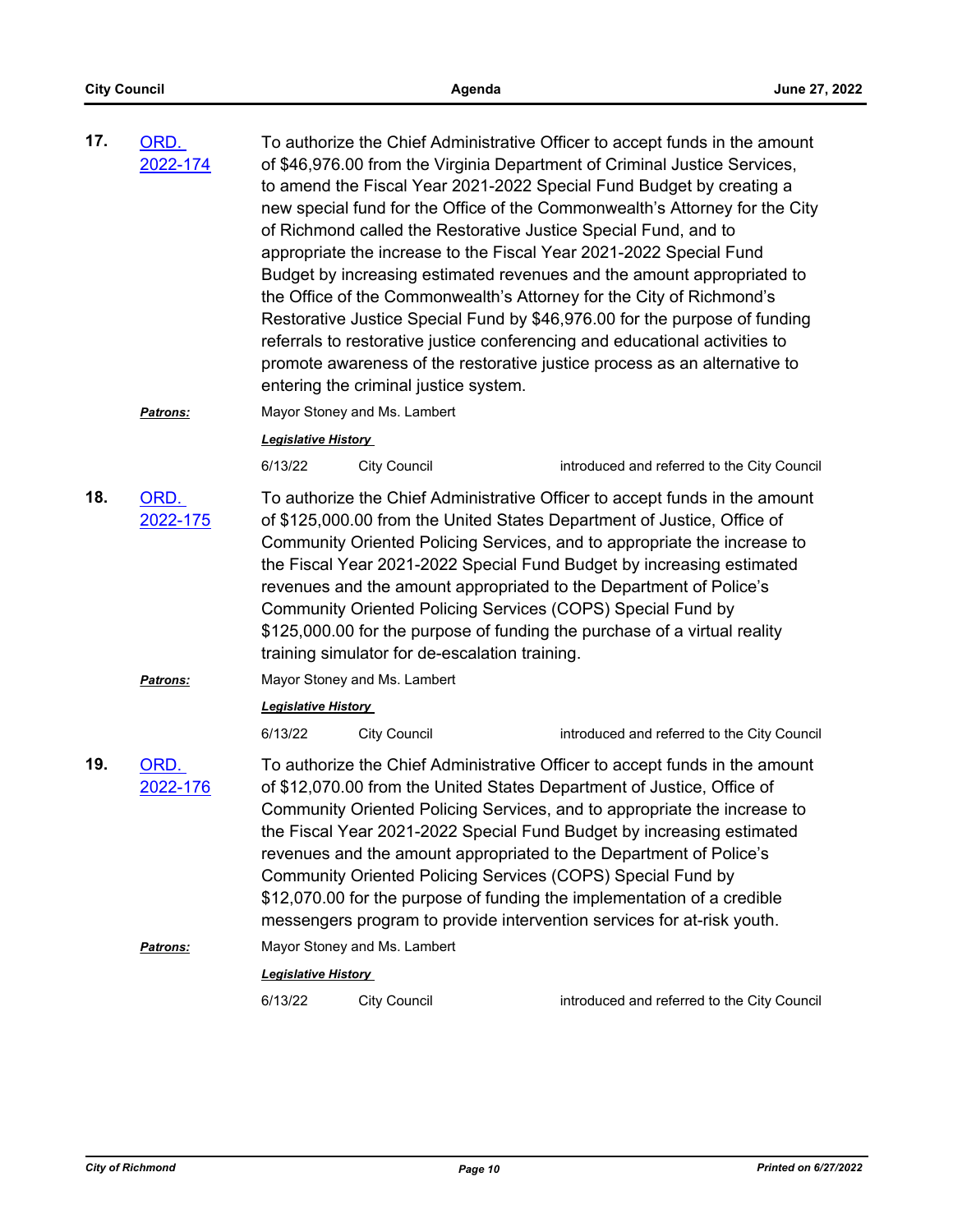**17.** ORD. 2022-174

To authorize the Chief Administrative Officer to accept funds in the amount of $46,976.00 from the Virginia Department of Criminal Justice Services, to amend the Fiscal Year 2021-2022 Special Fund Budget by creating a new special fund for the Office of the Commonwealth's Attorney for the City of Richmond called the Restorative Justice Special Fund, and to appropriate the increase to the Fiscal Year 2021-2022 Special Fund Budget by increasing estimated revenues and the amount appropriated to the Office of the Commonwealth's Attorney for the City of Richmond's Restorative Justice Special Fund by $46,976.00 for the purpose of funding referrals to restorative justice conferencing and educational activities to promote awareness of the restorative justice process as an alternative to entering the criminal justice system.

***Patrons:*** Mayor Stoney and Ms. Lambert

***Legislative History***

| | | |
|---|---|---|
| 6/13/22 | City Council | introduced and referred to the City Council |

**18.** ORD. 2022-175

To authorize the Chief Administrative Officer to accept funds in the amount of $125,000.00 from the United States Department of Justice, Office of Community Oriented Policing Services, and to appropriate the increase to the Fiscal Year 2021-2022 Special Fund Budget by increasing estimated revenues and the amount appropriated to the Department of Police's Community Oriented Policing Services (COPS) Special Fund by $125,000.00 for the purpose of funding the purchase of a virtual reality training simulator for de-escalation training.

***Patrons:*** Mayor Stoney and Ms. Lambert

***Legislative History***

| | | |
|---|---|---|
| 6/13/22 | City Council | introduced and referred to the City Council |

**19.** ORD. 2022-176

To authorize the Chief Administrative Officer to accept funds in the amount of $12,070.00 from the United States Department of Justice, Office of Community Oriented Policing Services, and to appropriate the increase to the Fiscal Year 2021-2022 Special Fund Budget by increasing estimated revenues and the amount appropriated to the Department of Police's Community Oriented Policing Services (COPS) Special Fund by $12,070.00 for the purpose of funding the implementation of a credible messengers program to provide intervention services for at-risk youth.

***Patrons:*** Mayor Stoney and Ms. Lambert

***Legislative History***

| | | |
|---|---|---|
| 6/13/22 | City Council | introduced and referred to the City Council |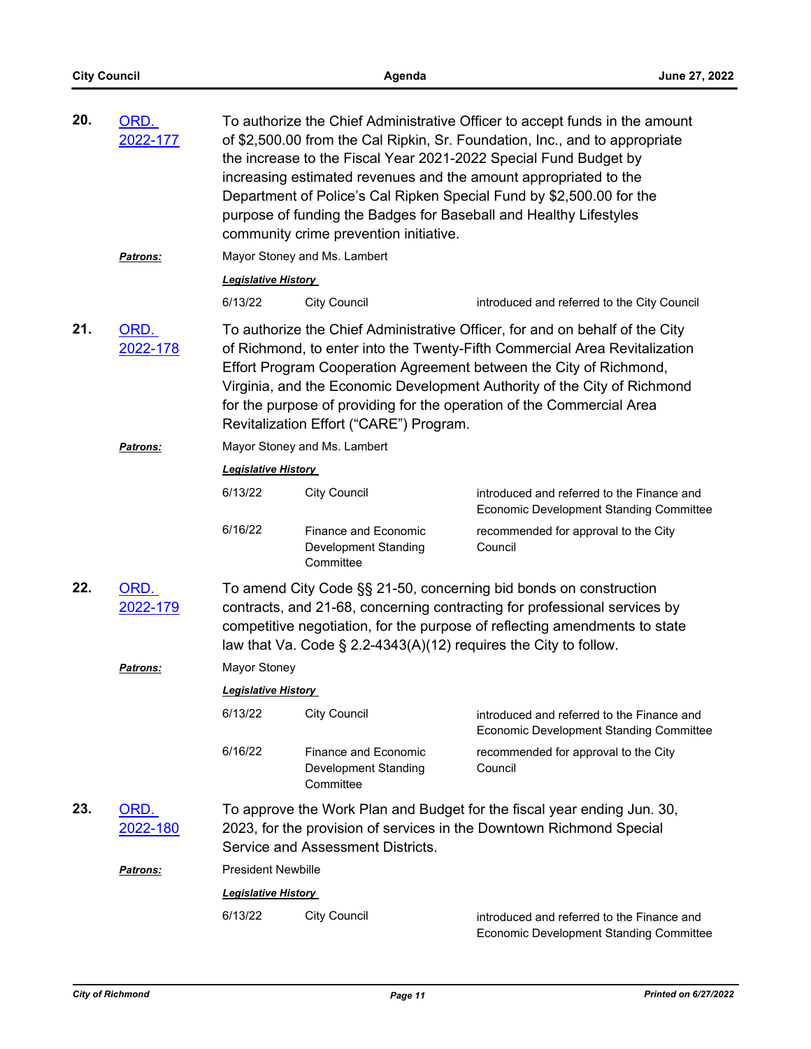**20.** ORD. 2022-177

To authorize the Chief Administrative Officer to accept funds in the amount of $2,500.00 from the Cal Ripkin, Sr. Foundation, Inc., and to appropriate the increase to the Fiscal Year 2021-2022 Special Fund Budget by increasing estimated revenues and the amount appropriated to the Department of Police's Cal Ripken Special Fund by $2,500.00 for the purpose of funding the Badges for Baseball and Healthy Lifestyles community crime prevention initiative.

***Patrons:*** Mayor Stoney and Ms. Lambert

***Legislative History***

| Date | Body | Action |
|---|---|---|
| 6/13/22 | City Council | introduced and referred to the City Council |

**21.** ORD. 2022-178

To authorize the Chief Administrative Officer, for and on behalf of the City of Richmond, to enter into the Twenty-Fifth Commercial Area Revitalization Effort Program Cooperation Agreement between the City of Richmond, Virginia, and the Economic Development Authority of the City of Richmond for the purpose of providing for the operation of the Commercial Area Revitalization Effort ("CARE") Program.

***Patrons:*** Mayor Stoney and Ms. Lambert

***Legislative History***

| Date | Body | Action |
|---|---|---|
| 6/13/22 | City Council | introduced and referred to the Finance and Economic Development Standing Committee |
| 6/16/22 | Finance and Economic Development Standing Committee | recommended for approval to the City Council |

**22.** ORD. 2022-179

To amend City Code §§ 21-50, concerning bid bonds on construction contracts, and 21-68, concerning contracting for professional services by competitive negotiation, for the purpose of reflecting amendments to state law that Va. Code § 2.2-4343(A)(12) requires the City to follow.

***Patrons:*** Mayor Stoney

***Legislative History***

| Date | Body | Action |
|---|---|---|
| 6/13/22 | City Council | introduced and referred to the Finance and Economic Development Standing Committee |
| 6/16/22 | Finance and Economic Development Standing Committee | recommended for approval to the City Council |

**23.** ORD. 2022-180

To approve the Work Plan and Budget for the fiscal year ending Jun. 30, 2023, for the provision of services in the Downtown Richmond Special Service and Assessment Districts.

***Patrons:*** President Newbille

***Legislative History***

| Date | Body | Action |
|---|---|---|
| 6/13/22 | City Council | introduced and referred to the Finance and Economic Development Standing Committee |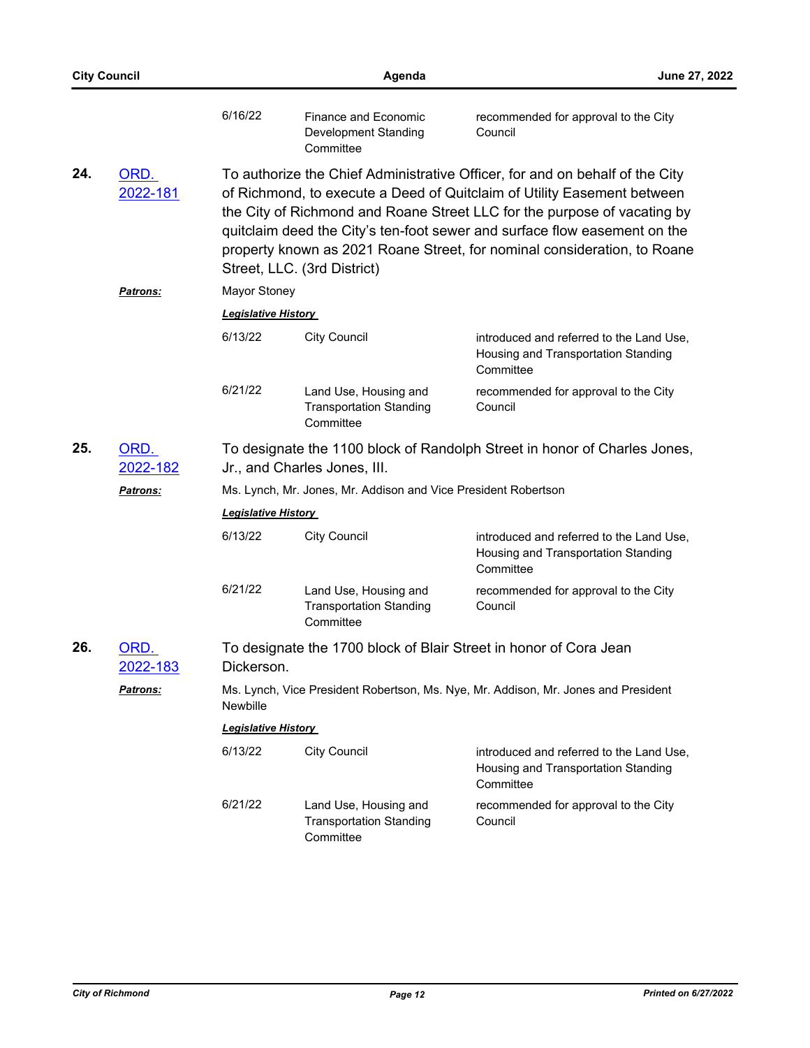| | | |
|---|---|---|
| 6/16/22 | Finance and Economic Development Standing Committee | recommended for approval to the City Council |

**24.** [ORD. 2022-181]

To authorize the Chief Administrative Officer, for and on behalf of the City of Richmond, to execute a Deed of Quitclaim of Utility Easement between the City of Richmond and Roane Street LLC for the purpose of vacating by quitclaim deed the City's ten-foot sewer and surface flow easement on the property known as 2021 Roane Street, for nominal consideration, to Roane Street, LLC. (3rd District)

***Patrons:*** Mayor Stoney

***Legislative History***

| | | |
|---|---|---|
| 6/13/22 | City Council | introduced and referred to the Land Use, Housing and Transportation Standing Committee |
| 6/21/22 | Land Use, Housing and Transportation Standing Committee | recommended for approval to the City Council |

**25.** [ORD. 2022-182]

To designate the 1100 block of Randolph Street in honor of Charles Jones, Jr., and Charles Jones, III.

***Patrons:*** Ms. Lynch, Mr. Jones, Mr. Addison and Vice President Robertson

***Legislative History***

| | | |
|---|---|---|
| 6/13/22 | City Council | introduced and referred to the Land Use, Housing and Transportation Standing Committee |
| 6/21/22 | Land Use, Housing and Transportation Standing Committee | recommended for approval to the City Council |

**26.** [ORD. 2022-183]

To designate the 1700 block of Blair Street in honor of Cora Jean Dickerson.

***Patrons:*** Ms. Lynch, Vice President Robertson, Ms. Nye, Mr. Addison, Mr. Jones and President Newbille

***Legislative History***

| | | |
|---|---|---|
| 6/13/22 | City Council | introduced and referred to the Land Use, Housing and Transportation Standing Committee |
| 6/21/22 | Land Use, Housing and Transportation Standing Committee | recommended for approval to the City Council |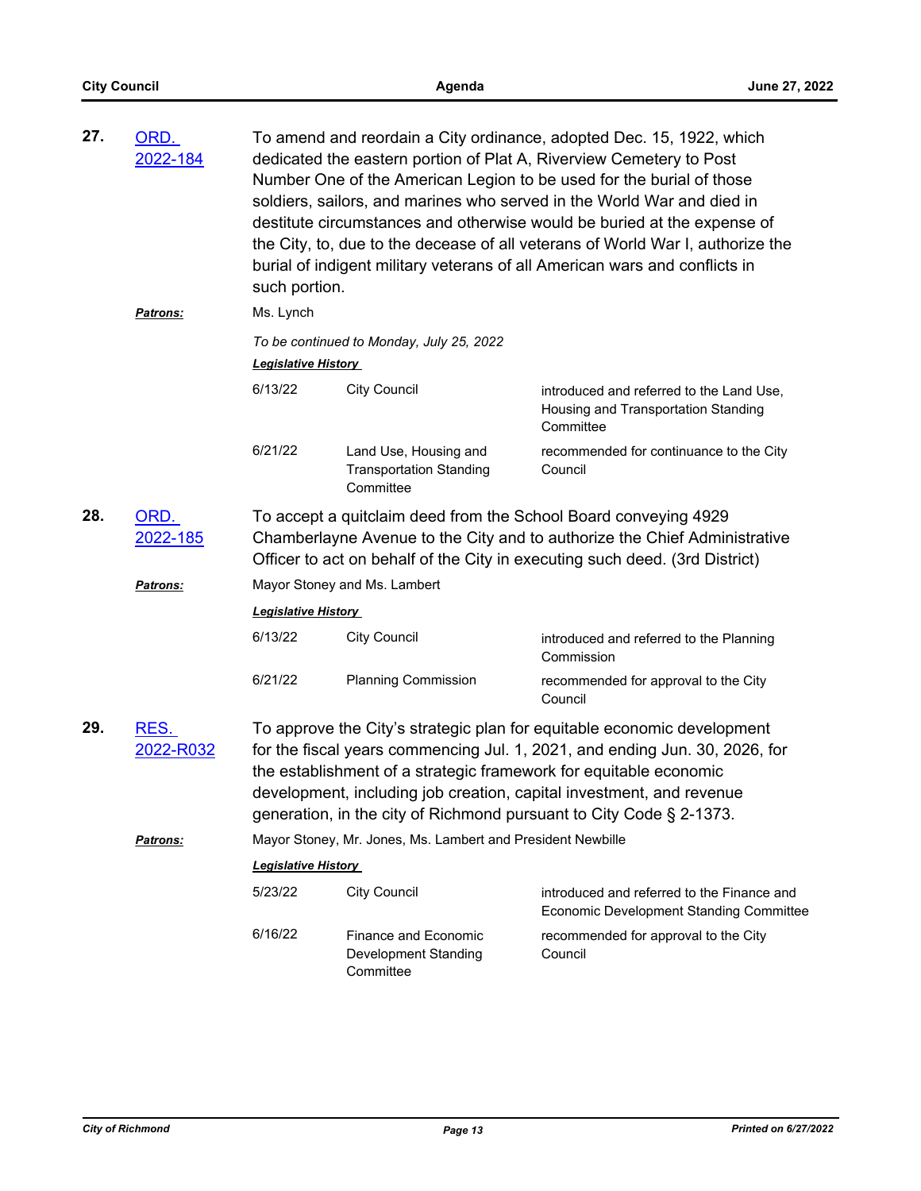**27.** ORD. 2022-184

To amend and reordain a City ordinance, adopted Dec. 15, 1922, which dedicated the eastern portion of Plat A, Riverview Cemetery to Post Number One of the American Legion to be used for the burial of those soldiers, sailors, and marines who served in the World War and died in destitute circumstances and otherwise would be buried at the expense of the City, to, due to the decease of all veterans of World War I, authorize the burial of indigent military veterans of all American wars and conflicts in such portion.

***Patrons:*** Ms. Lynch

*To be continued to Monday, July 25, 2022*

***Legislative History***

| | | |
|---|---|---|
| 6/13/22 | City Council | introduced and referred to the Land Use, Housing and Transportation Standing Committee |
| 6/21/22 | Land Use, Housing and Transportation Standing Committee | recommended for continuance to the City Council |

**28.** ORD. 2022-185

To accept a quitclaim deed from the School Board conveying 4929 Chamberlayne Avenue to the City and to authorize the Chief Administrative Officer to act on behalf of the City in executing such deed. (3rd District)

***Patrons:*** Mayor Stoney and Ms. Lambert

***Legislative History***

| | | |
|---|---|---|
| 6/13/22 | City Council | introduced and referred to the Planning Commission |
| 6/21/22 | Planning Commission | recommended for approval to the City Council |

**29.** RES. 2022-R032

To approve the City's strategic plan for equitable economic development for the fiscal years commencing Jul. 1, 2021, and ending Jun. 30, 2026, for the establishment of a strategic framework for equitable economic development, including job creation, capital investment, and revenue generation, in the city of Richmond pursuant to City Code § 2-1373.

***Patrons:*** Mayor Stoney, Mr. Jones, Ms. Lambert and President Newbille

***Legislative History***

| | | |
|---|---|---|
| 5/23/22 | City Council | introduced and referred to the Finance and Economic Development Standing Committee |
| 6/16/22 | Finance and Economic Development Standing Committee | recommended for approval to the City Council |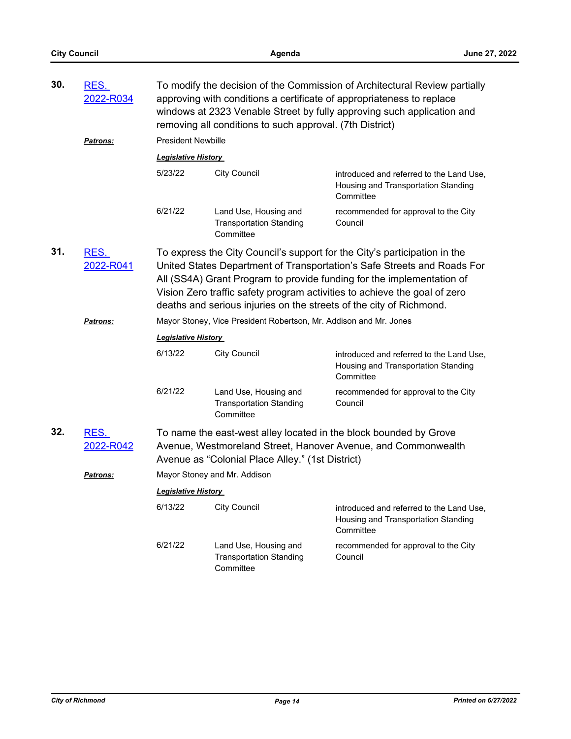**30.** [RES. 2022-R034]

To modify the decision of the Commission of Architectural Review partially approving with conditions a certificate of appropriateness to replace windows at 2323 Venable Street by fully approving such application and removing all conditions to such approval. (7th District)

***Patrons:*** President Newbille

***Legislative History***

| | | |
|---|---|---|
| 5/23/22 | City Council | introduced and referred to the Land Use, Housing and Transportation Standing Committee |
| 6/21/22 | Land Use, Housing and Transportation Standing Committee | recommended for approval to the City Council |

**31.** [RES. 2022-R041]

To express the City Council's support for the City's participation in the United States Department of Transportation's Safe Streets and Roads For All (SS4A) Grant Program to provide funding for the implementation of Vision Zero traffic safety program activities to achieve the goal of zero deaths and serious injuries on the streets of the city of Richmond.

***Patrons:*** Mayor Stoney, Vice President Robertson, Mr. Addison and Mr. Jones

***Legislative History***

| | | |
|---|---|---|
| 6/13/22 | City Council | introduced and referred to the Land Use, Housing and Transportation Standing Committee |
| 6/21/22 | Land Use, Housing and Transportation Standing Committee | recommended for approval to the City Council |

**32.** [RES. 2022-R042]

To name the east-west alley located in the block bounded by Grove Avenue, Westmoreland Street, Hanover Avenue, and Commonwealth Avenue as "Colonial Place Alley." (1st District)

***Patrons:*** Mayor Stoney and Mr. Addison

***Legislative History***

| | | |
|---|---|---|
| 6/13/22 | City Council | introduced and referred to the Land Use, Housing and Transportation Standing Committee |
| 6/21/22 | Land Use, Housing and Transportation Standing Committee | recommended for approval to the City Council |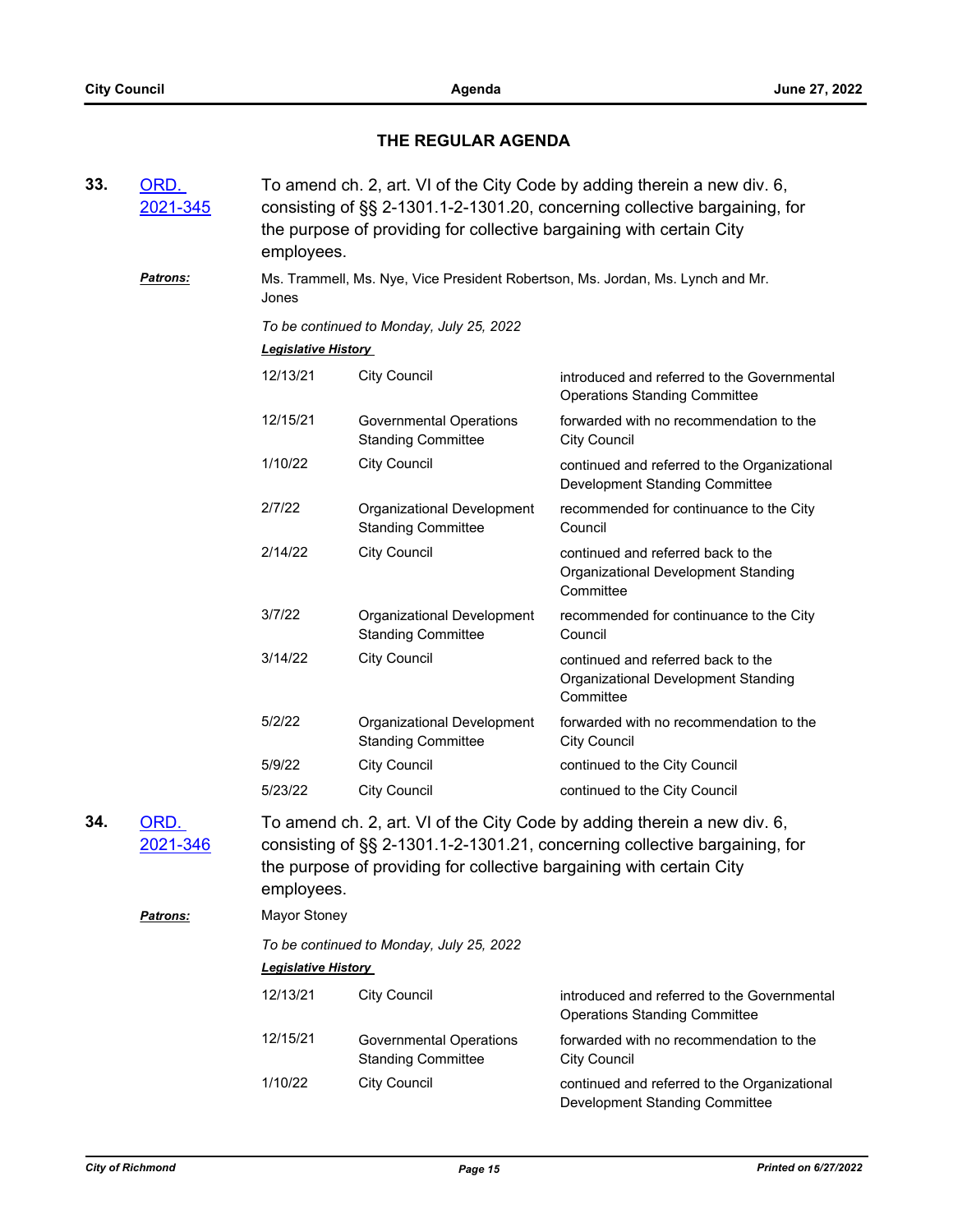## THE REGULAR AGENDA

**33.** ORD. 2021-345

To amend ch. 2, art. VI of the City Code by adding therein a new div. 6, consisting of §§ 2-1301.1-2-1301.20, concerning collective bargaining, for the purpose of providing for collective bargaining with certain City employees.

***Patrons:*** Ms. Trammell, Ms. Nye, Vice President Robertson, Ms. Jordan, Ms. Lynch and Mr. Jones

*To be continued to Monday, July 25, 2022*

***Legislative History***

| Date | Body | Action |
|---|---|---|
| 12/13/21 | City Council | introduced and referred to the Governmental Operations Standing Committee |
| 12/15/21 | Governmental Operations Standing Committee | forwarded with no recommendation to the City Council |
| 1/10/22 | City Council | continued and referred to the Organizational Development Standing Committee |
| 2/7/22 | Organizational Development Standing Committee | recommended for continuance to the City Council |
| 2/14/22 | City Council | continued and referred back to the Organizational Development Standing Committee |
| 3/7/22 | Organizational Development Standing Committee | recommended for continuance to the City Council |
| 3/14/22 | City Council | continued and referred back to the Organizational Development Standing Committee |
| 5/2/22 | Organizational Development Standing Committee | forwarded with no recommendation to the City Council |
| 5/9/22 | City Council | continued to the City Council |
| 5/23/22 | City Council | continued to the City Council |

**34.** ORD. 2021-346

To amend ch. 2, art. VI of the City Code by adding therein a new div. 6, consisting of §§ 2-1301.1-2-1301.21, concerning collective bargaining, for the purpose of providing for collective bargaining with certain City employees.

***Patrons:*** Mayor Stoney

*To be continued to Monday, July 25, 2022*

***Legislative History***

| Date | Body | Action |
|---|---|---|
| 12/13/21 | City Council | introduced and referred to the Governmental Operations Standing Committee |
| 12/15/21 | Governmental Operations Standing Committee | forwarded with no recommendation to the City Council |
| 1/10/22 | City Council | continued and referred to the Organizational Development Standing Committee |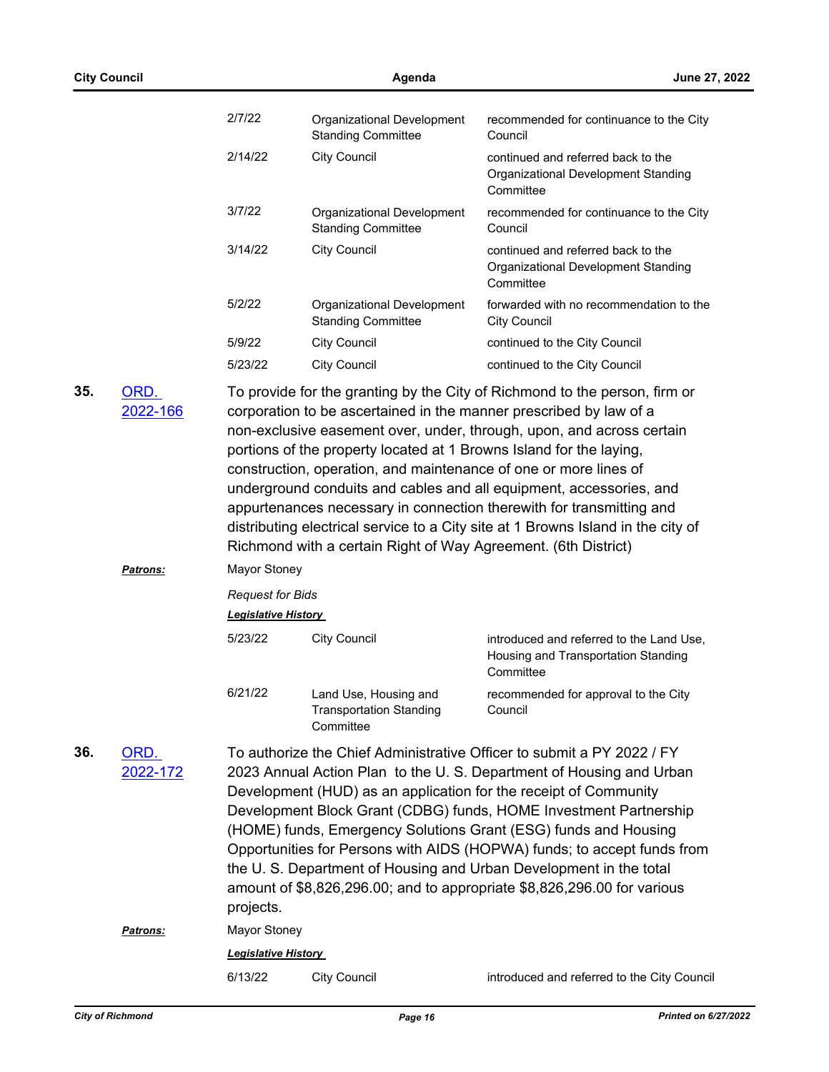| | | |
|---|---|---|
| 2/7/22 | Organizational Development Standing Committee | recommended for continuance to the City Council |
| 2/14/22 | City Council | continued and referred back to the Organizational Development Standing Committee |
| 3/7/22 | Organizational Development Standing Committee | recommended for continuance to the City Council |
| 3/14/22 | City Council | continued and referred back to the Organizational Development Standing Committee |
| 5/2/22 | Organizational Development Standing Committee | forwarded with no recommendation to the City Council |
| 5/9/22 | City Council | continued to the City Council |
| 5/23/22 | City Council | continued to the City Council |

**35.** [ORD. 2022-166]

To provide for the granting by the City of Richmond to the person, firm or corporation to be ascertained in the manner prescribed by law of a non-exclusive easement over, under, through, upon, and across certain portions of the property located at 1 Browns Island for the laying, construction, operation, and maintenance of one or more lines of underground conduits and cables and all equipment, accessories, and appurtenances necessary in connection therewith for transmitting and distributing electrical service to a City site at 1 Browns Island in the city of Richmond with a certain Right of Way Agreement. (6th District)

***Patrons:*** Mayor Stoney

*Request for Bids*

***Legislative History***

| | | |
|---|---|---|
| 5/23/22 | City Council | introduced and referred to the Land Use, Housing and Transportation Standing Committee |
| 6/21/22 | Land Use, Housing and Transportation Standing Committee | recommended for approval to the City Council |

**36.** [ORD. 2022-172]

To authorize the Chief Administrative Officer to submit a PY 2022 / FY 2023 Annual Action Plan to the U. S. Department of Housing and Urban Development (HUD) as an application for the receipt of Community Development Block Grant (CDBG) funds, HOME Investment Partnership (HOME) funds, Emergency Solutions Grant (ESG) funds and Housing Opportunities for Persons with AIDS (HOPWA) funds; to accept funds from the U. S. Department of Housing and Urban Development in the total amount of $8,826,296.00; and to appropriate $8,826,296.00 for various projects.

***Patrons:*** Mayor Stoney

***Legislative History***

| | | |
|---|---|---|
| 6/13/22 | City Council | introduced and referred to the City Council |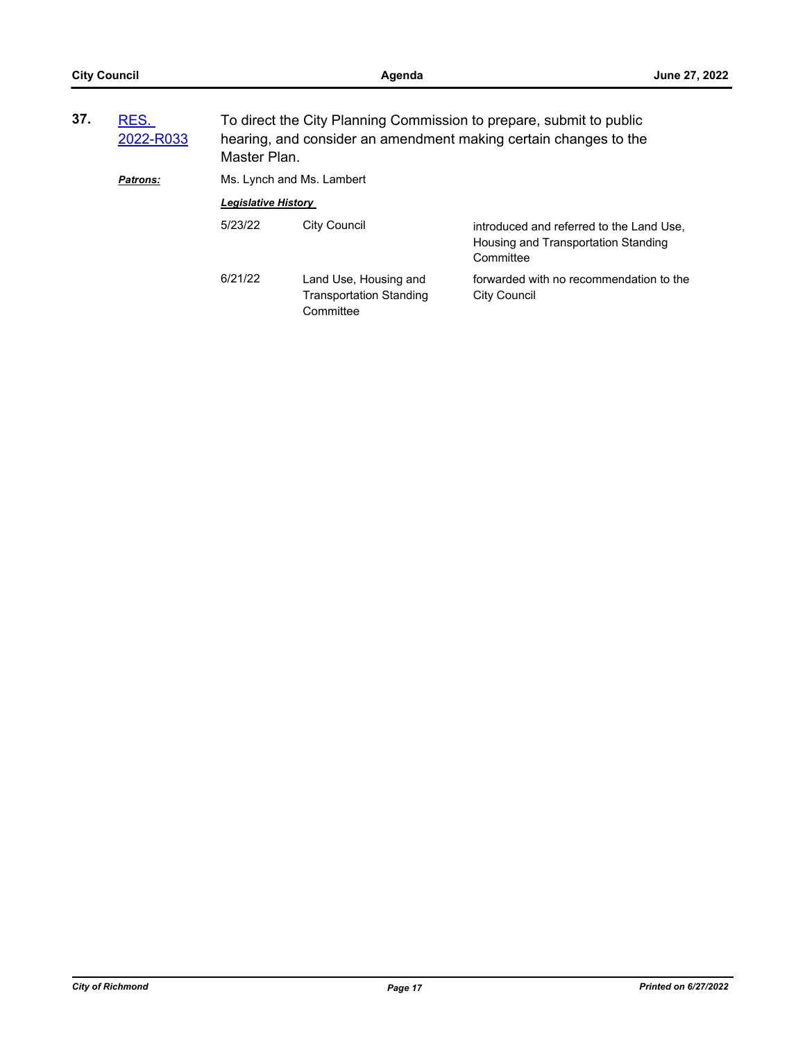**37.** RES. 2022-R033

To direct the City Planning Commission to prepare, submit to public hearing, and consider an amendment making certain changes to the Master Plan.

***Patrons:*** Ms. Lynch and Ms. Lambert

***Legislative History***

| | | |
|---|---|---|
| 5/23/22 | City Council | introduced and referred to the Land Use, Housing and Transportation Standing Committee |
| 6/21/22 | Land Use, Housing and Transportation Standing Committee | forwarded with no recommendation to the City Council |